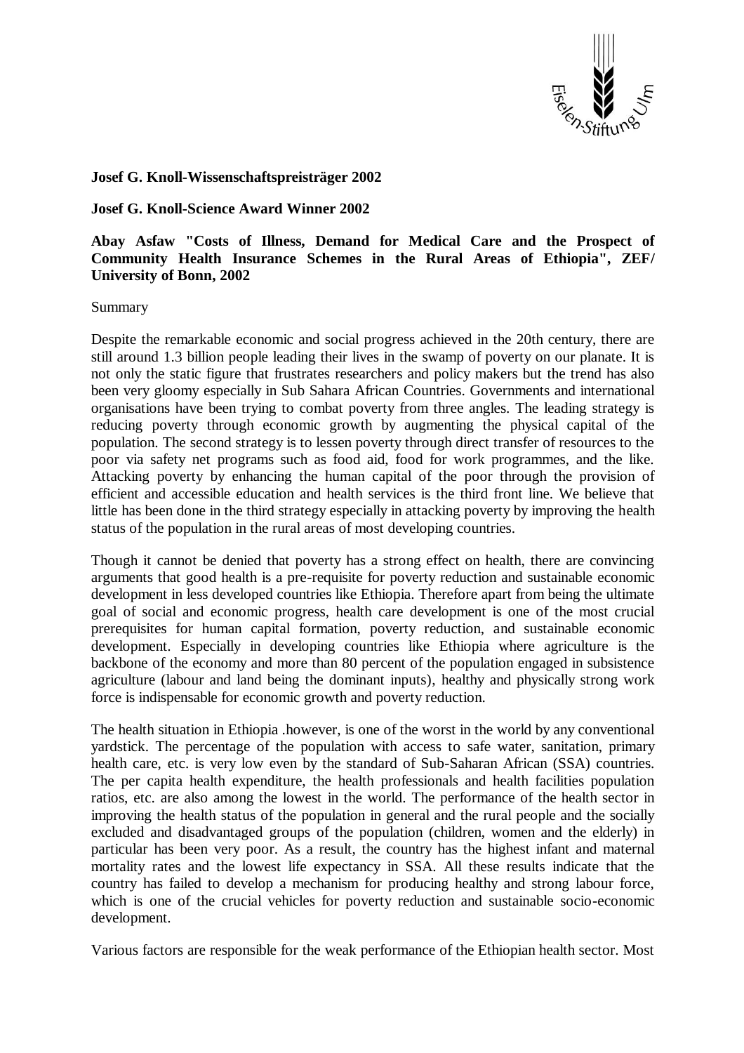**Josef G. Knoll-Wissenschaftspreisträger 2002**

**Josef G. Knoll-Science Award Winner 2002**

**Abay Asfaw "Costs of Illness, Demand for Medical Care and the Prospect of Community Health Insurance Schemes in the Rural Areas of Ethiopia", ZEF/ University of Bonn, 2002**

Summary

Despite the remarkable economic and social progress achieved in the 20th century, there are still around 1.3 billion people leading their lives in the swamp of poverty on our planate. It is not only the static figure that frustrates researchers and policy makers but the trend has also been very gloomy especially in Sub Sahara African Countries. Governments and international organisations have been trying to combat poverty from three angles. The leading strategy is reducing poverty through economic growth by augmenting the physical capital of the population. The second strategy is to lessen poverty through direct transfer of resources to the poor via safety net programs such as food aid, food for work programmes, and the like. Attacking poverty by enhancing the human capital of the poor through the provision of efficient and accessible education and health services is the third front line. We believe that little has been done in the third strategy especially in attacking poverty by improving the health status of the population in the rural areas of most developing countries.

Though it cannot be denied that poverty has a strong effect on health, there are convincing arguments that good health is a pre-requisite for poverty reduction and sustainable economic development in less developed countries like Ethiopia. Therefore apart from being the ultimate goal of social and economic progress, health care development is one of the most crucial prerequisites for human capital formation, poverty reduction, and sustainable economic development. Especially in developing countries like Ethiopia where agriculture is the backbone of the economy and more than 80 percent of the population engaged in subsistence agriculture (labour and land being the dominant inputs), healthy and physically strong work force is indispensable for economic growth and poverty reduction.

The health situation in Ethiopia .however, is one of the worst in the world by any conventional yardstick. The percentage of the population with access to safe water, sanitation, primary health care, etc. is very low even by the standard of Sub-Saharan African (SSA) countries. The per capita health expenditure, the health professionals and health facilities population ratios, etc. are also among the lowest in the world. The performance of the health sector in improving the health status of the population in general and the rural people and the socially excluded and disadvantaged groups of the population (children, women and the elderly) in particular has been very poor. As a result, the country has the highest infant and maternal mortality rates and the lowest life expectancy in SSA. All these results indicate that the country has failed to develop a mechanism for producing healthy and strong labour force, which is one of the crucial vehicles for poverty reduction and sustainable socio-economic development.

Various factors are responsible for the weak performance of the Ethiopian health sector. Most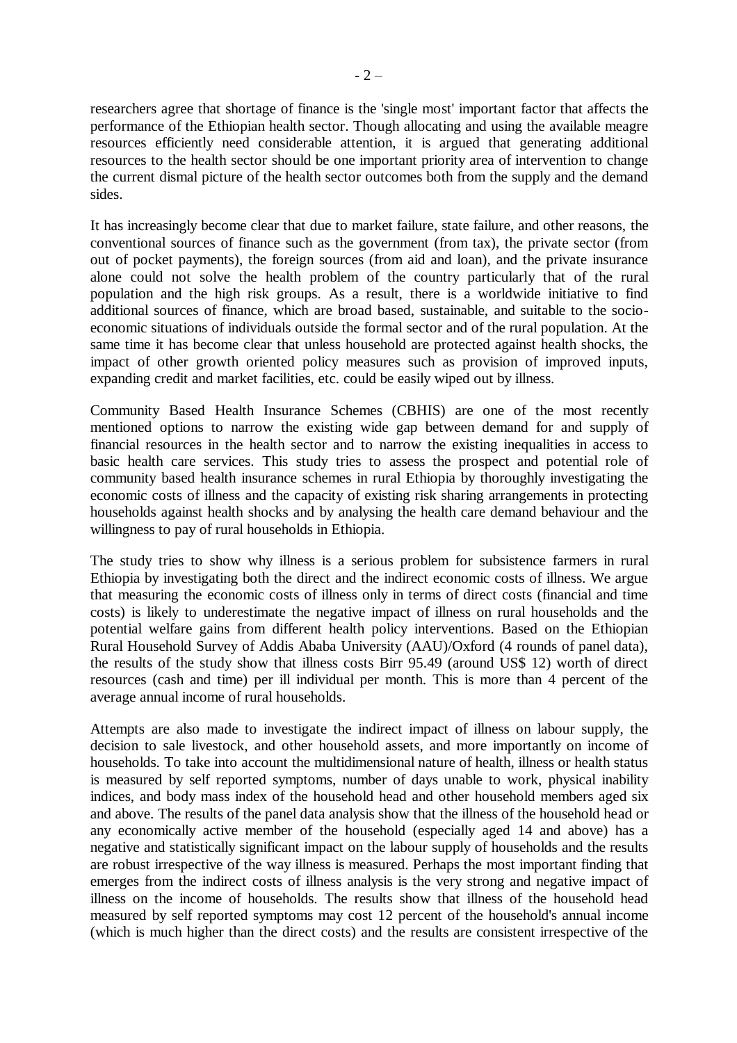researchers agree that shortage of finance is the 'single most' important factor that affects the performance of the Ethiopian health sector. Though allocating and using the available meagre resources efficiently need considerable attention, it is argued that generating additional resources to the health sector should be one important priority area of intervention to change the current dismal picture of the health sector outcomes both from the supply and the demand sides.

It has increasingly become clear that due to market failure, state failure, and other reasons, the conventional sources of finance such as the government (from tax), the private sector (from out of pocket payments), the foreign sources (from aid and loan), and the private insurance alone could not solve the health problem of the country particularly that of the rural population and the high risk groups. As a result, there is a worldwide initiative to find additional sources of finance, which are broad based, sustainable, and suitable to the socio-economic situations of individuals outside the formal sector and of the rural population. At the same time it has become clear that unless household are protected against health shocks, the impact of other growth oriented policy measures such as provision of improved inputs, expanding credit and market facilities, etc. could be easily wiped out by illness.

Community Based Health Insurance Schemes (CBHIS) are one of the most recently mentioned options to narrow the existing wide gap between demand for and supply of financial resources in the health sector and to narrow the existing inequalities in access to basic health care services. This study tries to assess the prospect and potential role of community based health insurance schemes in rural Ethiopia by thoroughly investigating the economic costs of illness and the capacity of existing risk sharing arrangements in protecting households against health shocks and by analysing the health care demand behaviour and the willingness to pay of rural households in Ethiopia.

The study tries to show why illness is a serious problem for subsistence farmers in rural Ethiopia by investigating both the direct and the indirect economic costs of illness. We argue that measuring the economic costs of illness only in terms of direct costs (financial and time costs) is likely to underestimate the negative impact of illness on rural households and the potential welfare gains from different health policy interventions. Based on the Ethiopian Rural Household Survey of Addis Ababa University (AAU)/Oxford (4 rounds of panel data), the results of the study show that illness costs Birr 95.49 (around US$ 12) worth of direct resources (cash and time) per ill individual per month. This is more than 4 percent of the average annual income of rural households.

Attempts are also made to investigate the indirect impact of illness on labour supply, the decision to sale livestock, and other household assets, and more importantly on income of households. To take into account the multidimensional nature of health, illness or health status is measured by self reported symptoms, number of days unable to work, physical inability indices, and body mass index of the household head and other household members aged six and above. The results of the panel data analysis show that the illness of the household head or any economically active member of the household (especially aged 14 and above) has a negative and statistically significant impact on the labour supply of households and the results are robust irrespective of the way illness is measured. Perhaps the most important finding that emerges from the indirect costs of illness analysis is the very strong and negative impact of illness on the income of households. The results show that illness of the household head measured by self reported symptoms may cost 12 percent of the household's annual income (which is much higher than the direct costs) and the results are consistent irrespective of the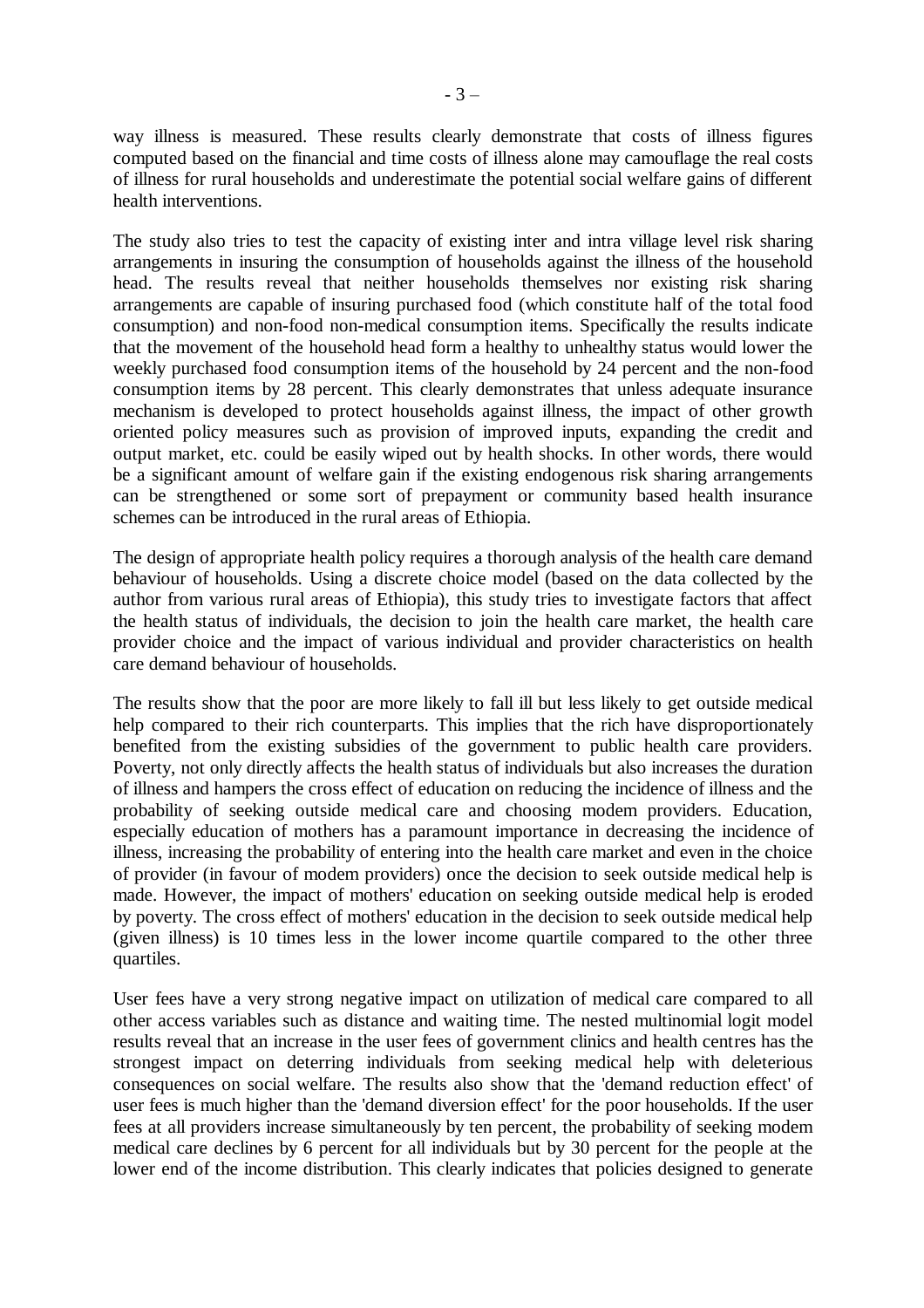way illness is measured. These results clearly demonstrate that costs of illness figures computed based on the financial and time costs of illness alone may camouflage the real costs of illness for rural households and underestimate the potential social welfare gains of different health interventions.

The study also tries to test the capacity of existing inter and intra village level risk sharing arrangements in insuring the consumption of households against the illness of the household head. The results reveal that neither households themselves nor existing risk sharing arrangements are capable of insuring purchased food (which constitute half of the total food consumption) and non-food non-medical consumption items. Specifically the results indicate that the movement of the household head form a healthy to unhealthy status would lower the weekly purchased food consumption items of the household by 24 percent and the non-food consumption items by 28 percent. This clearly demonstrates that unless adequate insurance mechanism is developed to protect households against illness, the impact of other growth oriented policy measures such as provision of improved inputs, expanding the credit and output market, etc. could be easily wiped out by health shocks. In other words, there would be a significant amount of welfare gain if the existing endogenous risk sharing arrangements can be strengthened or some sort of prepayment or community based health insurance schemes can be introduced in the rural areas of Ethiopia.

The design of appropriate health policy requires a thorough analysis of the health care demand behaviour of households. Using a discrete choice model (based on the data collected by the author from various rural areas of Ethiopia), this study tries to investigate factors that affect the health status of individuals, the decision to join the health care market, the health care provider choice and the impact of various individual and provider characteristics on health care demand behaviour of households.

The results show that the poor are more likely to fall ill but less likely to get outside medical help compared to their rich counterparts. This implies that the rich have disproportionately benefited from the existing subsidies of the government to public health care providers. Poverty, not only directly affects the health status of individuals but also increases the duration of illness and hampers the cross effect of education on reducing the incidence of illness and the probability of seeking outside medical care and choosing modem providers. Education, especially education of mothers has a paramount importance in decreasing the incidence of illness, increasing the probability of entering into the health care market and even in the choice of provider (in favour of modem providers) once the decision to seek outside medical help is made. However, the impact of mothers' education on seeking outside medical help is eroded by poverty. The cross effect of mothers' education in the decision to seek outside medical help (given illness) is 10 times less in the lower income quartile compared to the other three quartiles.

User fees have a very strong negative impact on utilization of medical care compared to all other access variables such as distance and waiting time. The nested multinomial logit model results reveal that an increase in the user fees of government clinics and health centres has the strongest impact on deterring individuals from seeking medical help with deleterious consequences on social welfare. The results also show that the 'demand reduction effect' of user fees is much higher than the 'demand diversion effect' for the poor households. If the user fees at all providers increase simultaneously by ten percent, the probability of seeking modem medical care declines by 6 percent for all individuals but by 30 percent for the people at the lower end of the income distribution. This clearly indicates that policies designed to generate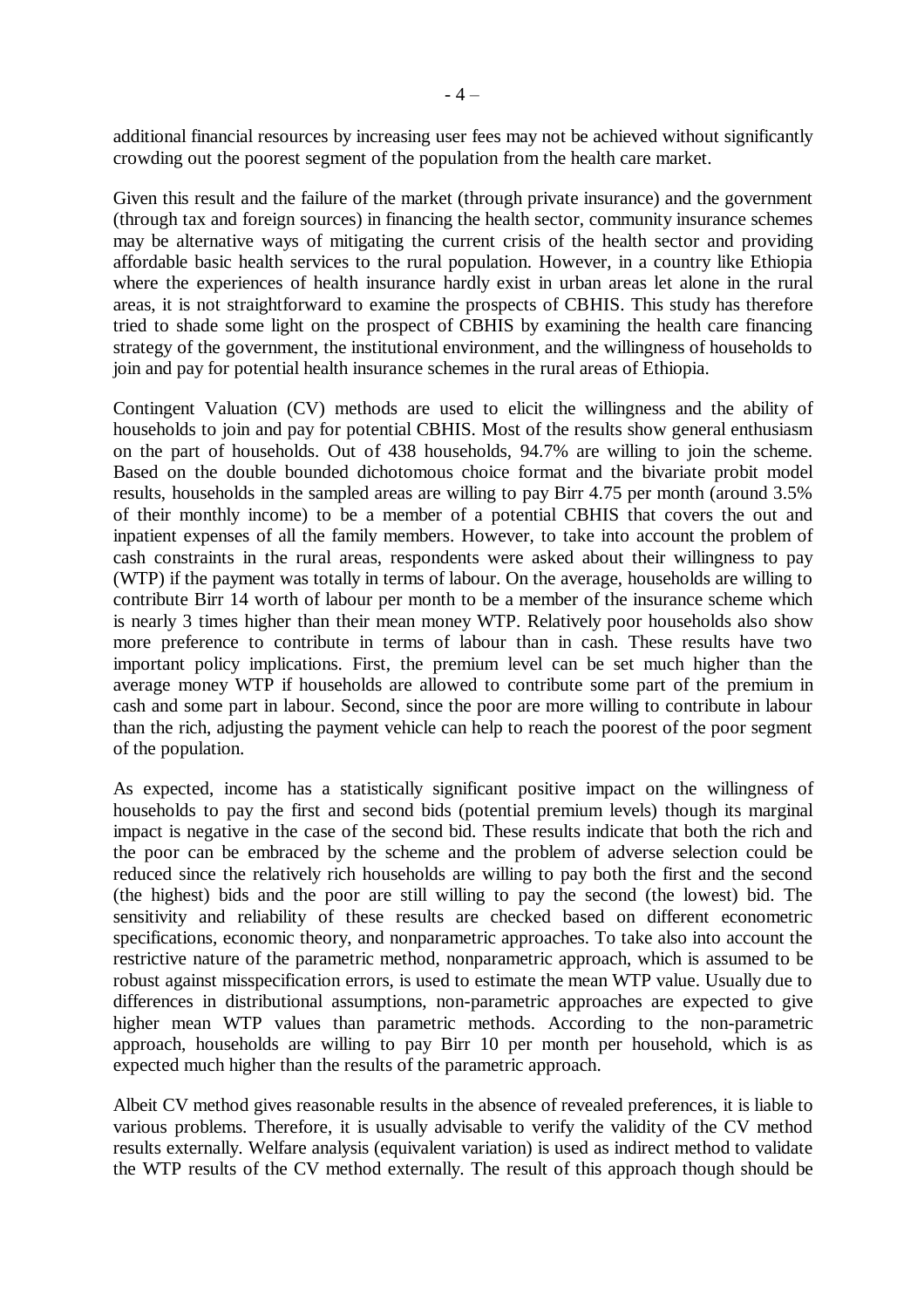additional financial resources by increasing user fees may not be achieved without significantly crowding out the poorest segment of the population from the health care market.

Given this result and the failure of the market (through private insurance) and the government (through tax and foreign sources) in financing the health sector, community insurance schemes may be alternative ways of mitigating the current crisis of the health sector and providing affordable basic health services to the rural population. However, in a country like Ethiopia where the experiences of health insurance hardly exist in urban areas let alone in the rural areas, it is not straightforward to examine the prospects of CBHIS. This study has therefore tried to shade some light on the prospect of CBHIS by examining the health care financing strategy of the government, the institutional environment, and the willingness of households to join and pay for potential health insurance schemes in the rural areas of Ethiopia.

Contingent Valuation (CV) methods are used to elicit the willingness and the ability of households to join and pay for potential CBHIS. Most of the results show general enthusiasm on the part of households. Out of 438 households, 94.7% are willing to join the scheme. Based on the double bounded dichotomous choice format and the bivariate probit model results, households in the sampled areas are willing to pay Birr 4.75 per month (around 3.5% of their monthly income) to be a member of a potential CBHIS that covers the out and inpatient expenses of all the family members. However, to take into account the problem of cash constraints in the rural areas, respondents were asked about their willingness to pay (WTP) if the payment was totally in terms of labour. On the average, households are willing to contribute Birr 14 worth of labour per month to be a member of the insurance scheme which is nearly 3 times higher than their mean money WTP. Relatively poor households also show more preference to contribute in terms of labour than in cash. These results have two important policy implications. First, the premium level can be set much higher than the average money WTP if households are allowed to contribute some part of the premium in cash and some part in labour. Second, since the poor are more willing to contribute in labour than the rich, adjusting the payment vehicle can help to reach the poorest of the poor segment of the population.

As expected, income has a statistically significant positive impact on the willingness of households to pay the first and second bids (potential premium levels) though its marginal impact is negative in the case of the second bid. These results indicate that both the rich and the poor can be embraced by the scheme and the problem of adverse selection could be reduced since the relatively rich households are willing to pay both the first and the second (the highest) bids and the poor are still willing to pay the second (the lowest) bid. The sensitivity and reliability of these results are checked based on different econometric specifications, economic theory, and nonparametric approaches. To take also into account the restrictive nature of the parametric method, nonparametric approach, which is assumed to be robust against misspecification errors, is used to estimate the mean WTP value. Usually due to differences in distributional assumptions, non-parametric approaches are expected to give higher mean WTP values than parametric methods. According to the non-parametric approach, households are willing to pay Birr 10 per month per household, which is as expected much higher than the results of the parametric approach.

Albeit CV method gives reasonable results in the absence of revealed preferences, it is liable to various problems. Therefore, it is usually advisable to verify the validity of the CV method results externally. Welfare analysis (equivalent variation) is used as indirect method to validate the WTP results of the CV method externally. The result of this approach though should be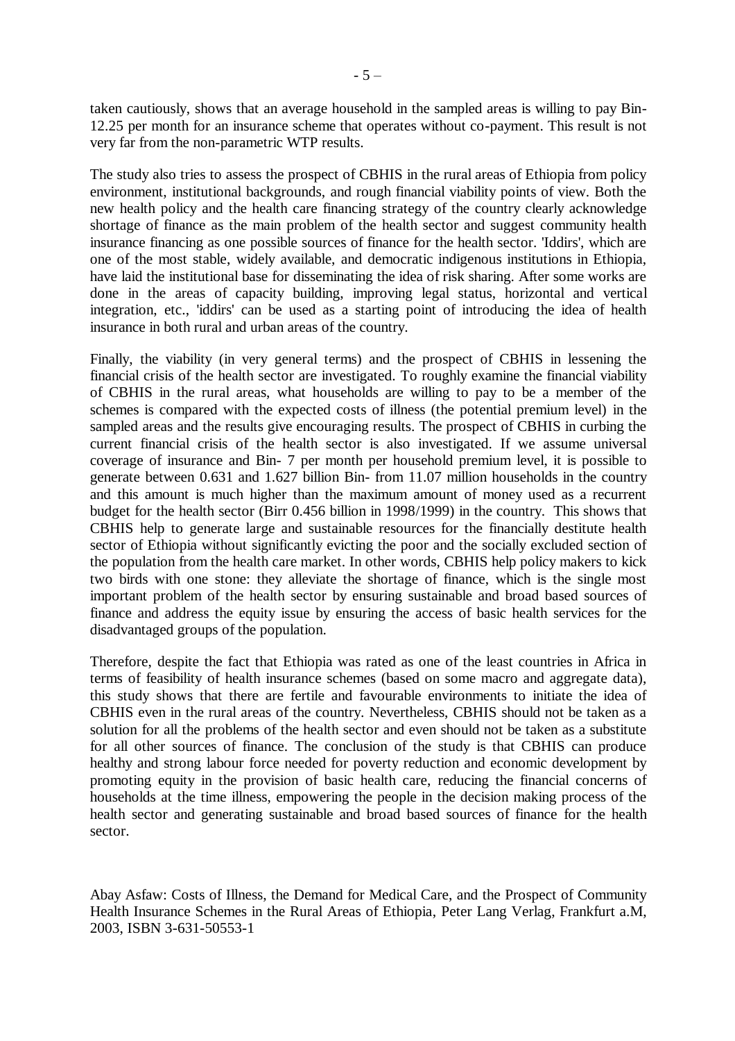taken cautiously, shows that an average household in the sampled areas is willing to pay Bin- 12.25 per month for an insurance scheme that operates without co-payment. This result is not very far from the non-parametric WTP results.

The study also tries to assess the prospect of CBHIS in the rural areas of Ethiopia from policy environment, institutional backgrounds, and rough financial viability points of view. Both the new health policy and the health care financing strategy of the country clearly acknowledge shortage of finance as the main problem of the health sector and suggest community health insurance financing as one possible sources of finance for the health sector. 'Iddirs', which are one of the most stable, widely available, and democratic indigenous institutions in Ethiopia, have laid the institutional base for disseminating the idea of risk sharing. After some works are done in the areas of capacity building, improving legal status, horizontal and vertical integration, etc., 'iddirs' can be used as a starting point of introducing the idea of health insurance in both rural and urban areas of the country.

Finally, the viability (in very general terms) and the prospect of CBHIS in lessening the financial crisis of the health sector are investigated. To roughly examine the financial viability of CBHIS in the rural areas, what households are willing to pay to be a member of the schemes is compared with the expected costs of illness (the potential premium level) in the sampled areas and the results give encouraging results. The prospect of CBHIS in curbing the current financial crisis of the health sector is also investigated. If we assume universal coverage of insurance and Bin- 7 per month per household premium level, it is possible to generate between 0.631 and 1.627 billion Bin- from 11.07 million households in the country and this amount is much higher than the maximum amount of money used as a recurrent budget for the health sector (Birr 0.456 billion in 1998/1999) in the country. This shows that CBHIS help to generate large and sustainable resources for the financially destitute health sector of Ethiopia without significantly evicting the poor and the socially excluded section of the population from the health care market. In other words, CBHIS help policy makers to kick two birds with one stone: they alleviate the shortage of finance, which is the single most important problem of the health sector by ensuring sustainable and broad based sources of finance and address the equity issue by ensuring the access of basic health services for the disadvantaged groups of the population.

Therefore, despite the fact that Ethiopia was rated as one of the least countries in Africa in terms of feasibility of health insurance schemes (based on some macro and aggregate data), this study shows that there are fertile and favourable environments to initiate the idea of CBHIS even in the rural areas of the country. Nevertheless, CBHIS should not be taken as a solution for all the problems of the health sector and even should not be taken as a substitute for all other sources of finance. The conclusion of the study is that CBHIS can produce healthy and strong labour force needed for poverty reduction and economic development by promoting equity in the provision of basic health care, reducing the financial concerns of households at the time illness, empowering the people in the decision making process of the health sector and generating sustainable and broad based sources of finance for the health sector.

Abay Asfaw: Costs of Illness, the Demand for Medical Care, and the Prospect of Community Health Insurance Schemes in the Rural Areas of Ethiopia, Peter Lang Verlag, Frankfurt a.M, 2003, ISBN 3-631-50553-1